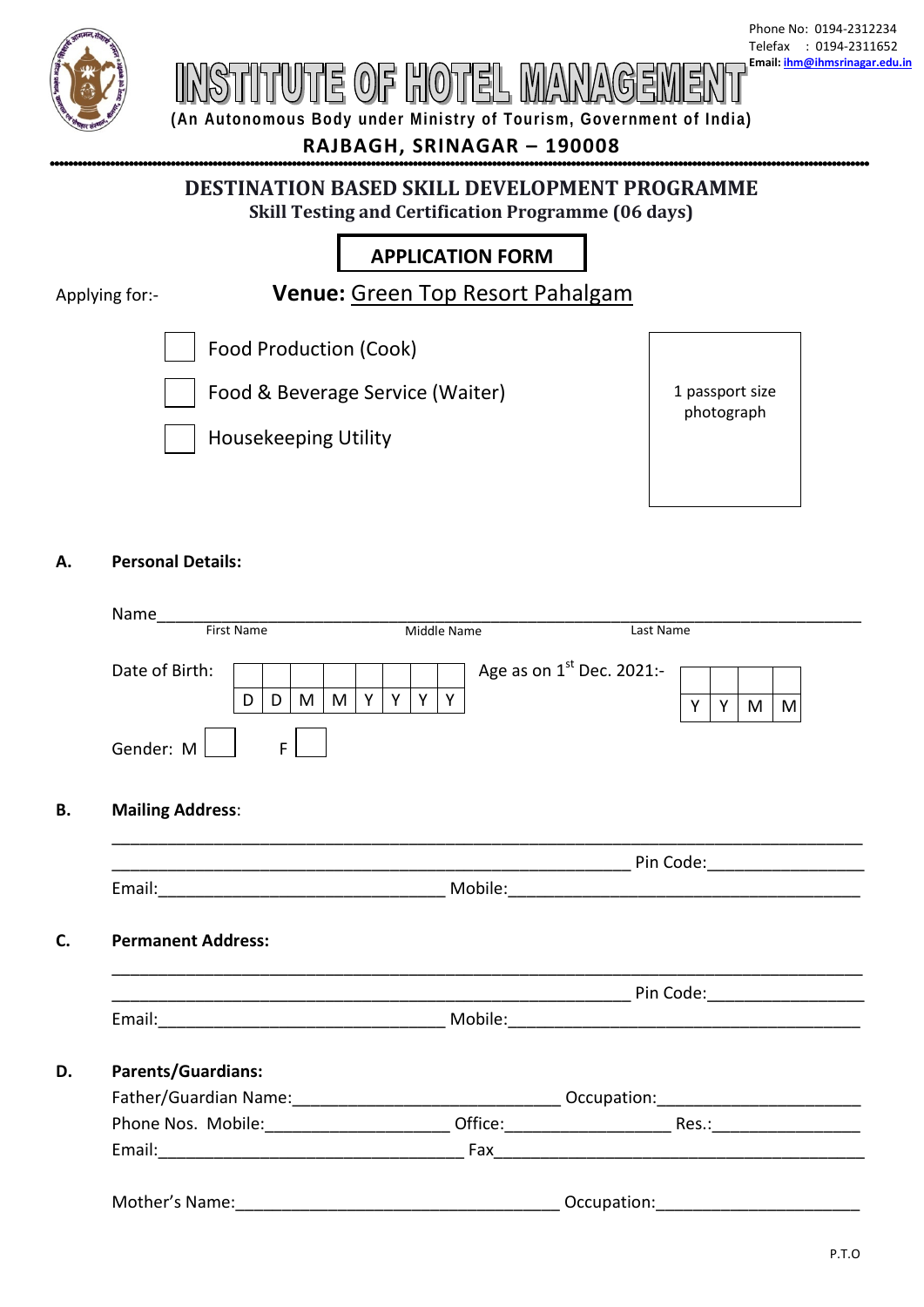Phone No: 0194-2312234
Telefax : 0194-2311652
Email: ihm@ihmsrinagar.edu.in

# INSTITUTE OF HOTEL MANAGEMENT

(An Autonomous Body under Ministry of Tourism, Government of India)

**RAJBAGH, SRINAGAR – 190008**

## DESTINATION BASED SKILL DEVELOPMENT PROGRAMME

**Skill Testing and Certification Programme (06 days)**

**APPLICATION FORM**

Applying for:- **Venue:** Green Top Resort Pahalgam

- ☐ Food Production (Cook)
- ☐ Food & Beverage Service (Waiter)
- ☐ Housekeeping Utility

1 passport size photograph

**A. Personal Details:**

Name_______________________________________________
First Name Middle Name Last Name

Date of Birth:

| | | | | | | | |
|---|---|---|---|---|---|---|---|
| D | D | M | M | Y | Y | Y | Y |

Age as on 1st Dec. 2021:-

| | | | |
|---|---|---|---|
| Y | Y | M | M |

Gender: M ☐ F ☐

**B. Mailing Address**:

_______________________________________________

_______________________________________________ Pin Code:________________

Email:______________________________ Mobile:______________________________

**C. Permanent Address:**

_______________________________________________

_______________________________________________ Pin Code:________________

Email:______________________________ Mobile:______________________________

**D. Parents/Guardians:**

Father/Guardian Name:____________________________ Occupation:____________________

Phone Nos. Mobile:___________________ Office:_________________ Res.:_______________

Email:________________________________ Fax______________________________________

Mother's Name:_________________________________ Occupation:____________________

P.T.O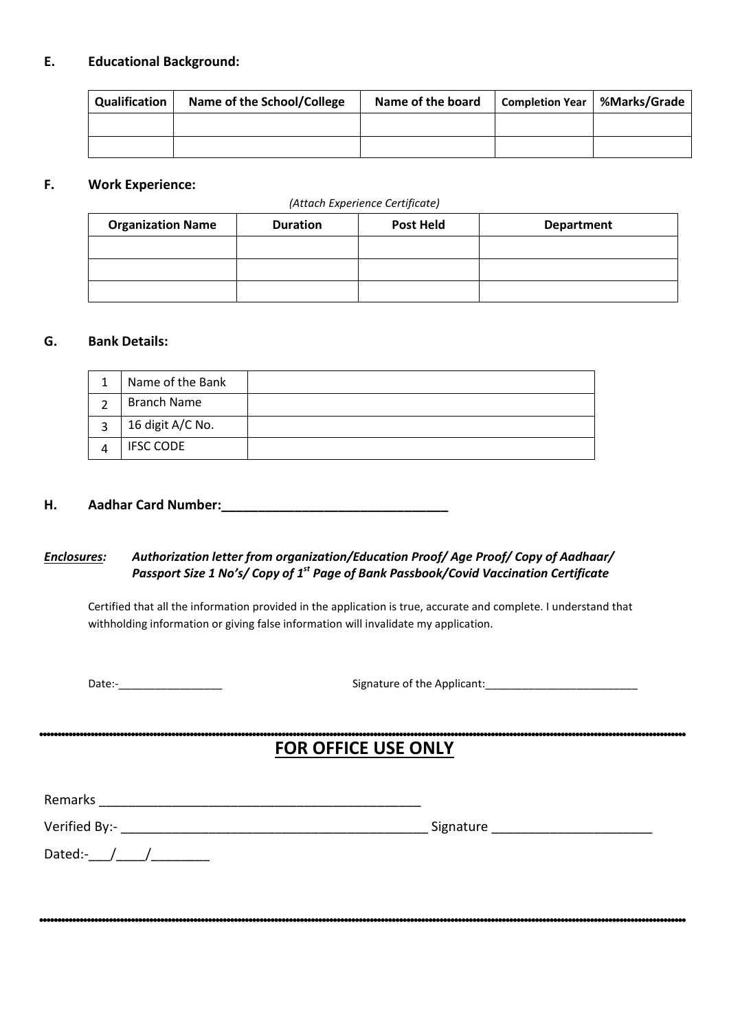### E. Educational Background:

| Qualification | Name of the School/College | Name of the board | Completion Year | %Marks/Grade |
|---|---|---|---|---|
| | | | | |
| | | | | |

### F. Work Experience:

*(Attach Experience Certificate)*

| Organization Name | Duration | Post Held | Department |
|---|---|---|---|
| | | | |
| | | | |
| | | | |

### G. Bank Details:

| | | |
|---|---|---|
| 1 | Name of the Bank | |
| 2 | Branch Name | |
| 3 | 16 digit A/C No. | |
| 4 | IFSC CODE | |

### H. Aadhar Card Number:_______________________________

***Enclosures:*** ***Authorization letter from organization/Education Proof/ Age Proof/ Copy of Aadhaar/ Passport Size 1 No's/ Copy of 1st Page of Bank Passbook/Covid Vaccination Certificate***

Certified that all the information provided in the application is true, accurate and complete. I understand that withholding information or giving false information will invalidate my application.

Date:-_________________ Signature of the Applicant:_________________________

## FOR OFFICE USE ONLY

Remarks _____________________________________________

Verified By:- __________________________________________ Signature ______________________

Dated:-___/____/________